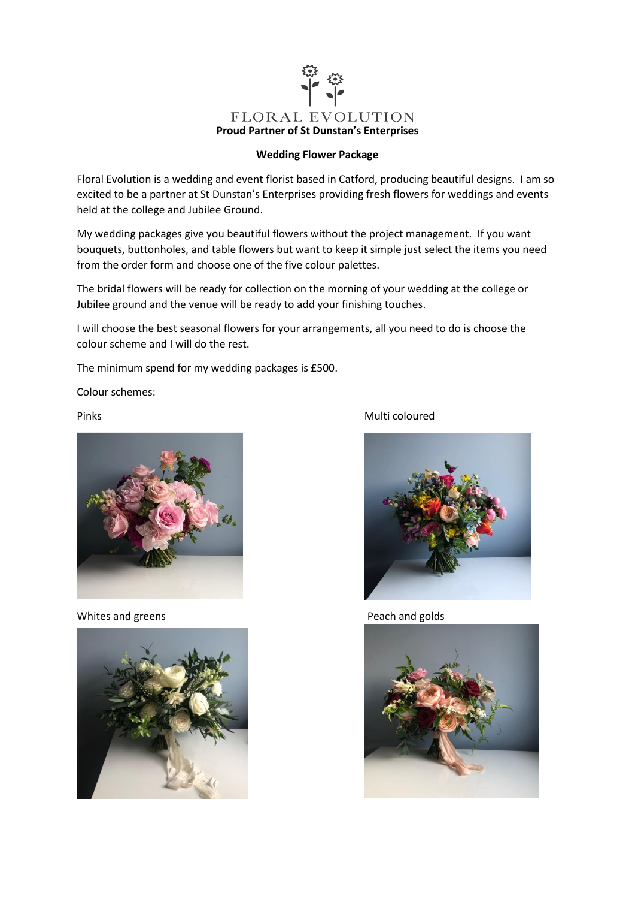FLORAL EVOLUTION

**Proud Partner of St Dunstan's Enterprises**

**Wedding Flower Package**

Floral Evolution is a wedding and event florist based in Catford, producing beautiful designs. I am so excited to be a partner at St Dunstan's Enterprises providing fresh flowers for weddings and events held at the college and Jubilee Ground.

My wedding packages give you beautiful flowers without the project management. If you want bouquets, buttonholes, and table flowers but want to keep it simple just select the items you need from the order form and choose one of the five colour palettes.

The bridal flowers will be ready for collection on the morning of your wedding at the college or Jubilee ground and the venue will be ready to add your finishing touches.

I will choose the best seasonal flowers for your arrangements, all you need to do is choose the colour scheme and I will do the rest.

The minimum spend for my wedding packages is £500.

Colour schemes:

Pinks

Multi coloured

Whites and greens

Peach and golds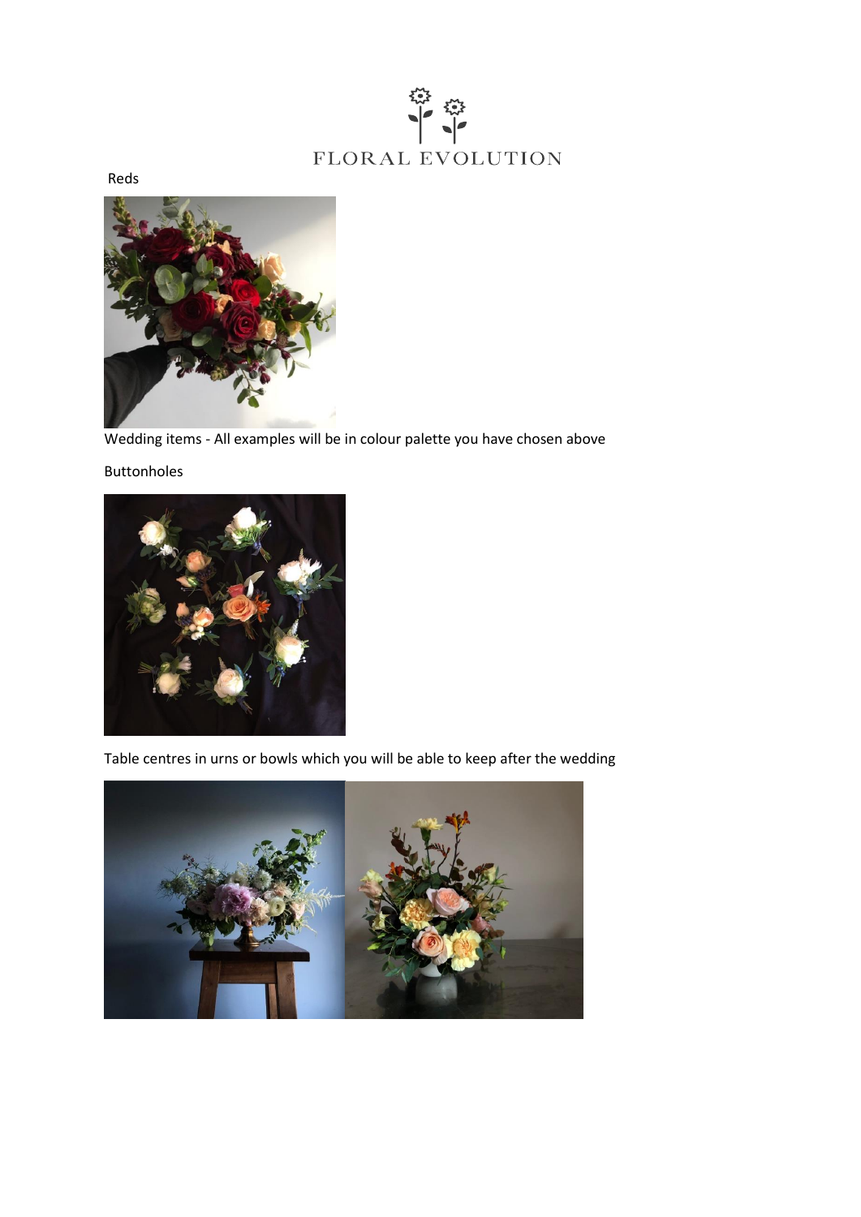FLORAL EVOLUTION

Reds

Wedding items - All examples will be in colour palette you have chosen above

Buttonholes

Table centres in urns or bowls which you will be able to keep after the wedding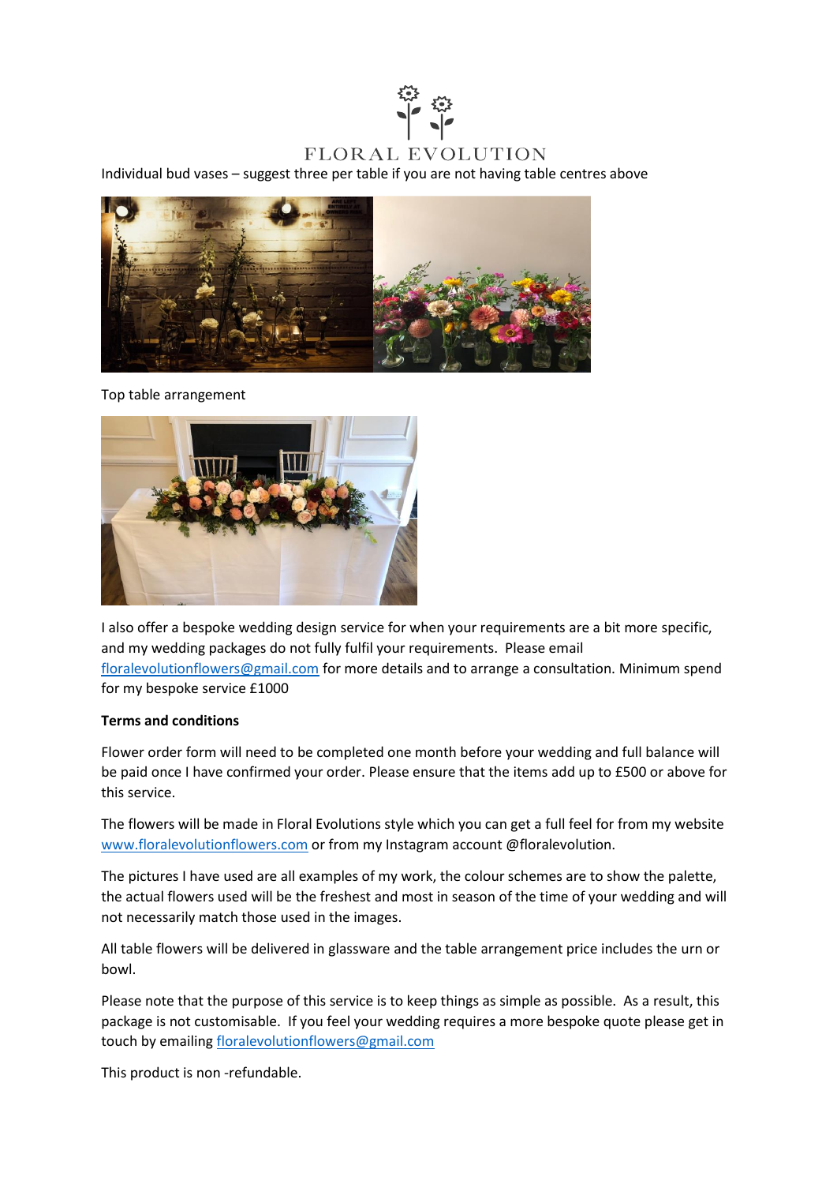FLORAL EVOLUTION

Individual bud vases – suggest three per table if you are not having table centres above

Top table arrangement

I also offer a bespoke wedding design service for when your requirements are a bit more specific, and my wedding packages do not fully fulfil your requirements. Please email floralevolutionflowers@gmail.com for more details and to arrange a consultation. Minimum spend for my bespoke service £1000

**Terms and conditions**

Flower order form will need to be completed one month before your wedding and full balance will be paid once I have confirmed your order. Please ensure that the items add up to £500 or above for this service.

The flowers will be made in Floral Evolutions style which you can get a full feel for from my website www.floralevolutionflowers.com or from my Instagram account @floralevolution.

The pictures I have used are all examples of my work, the colour schemes are to show the palette, the actual flowers used will be the freshest and most in season of the time of your wedding and will not necessarily match those used in the images.

All table flowers will be delivered in glassware and the table arrangement price includes the urn or bowl.

Please note that the purpose of this service is to keep things as simple as possible. As a result, this package is not customisable. If you feel your wedding requires a more bespoke quote please get in touch by emailing floralevolutionflowers@gmail.com

This product is non -refundable.